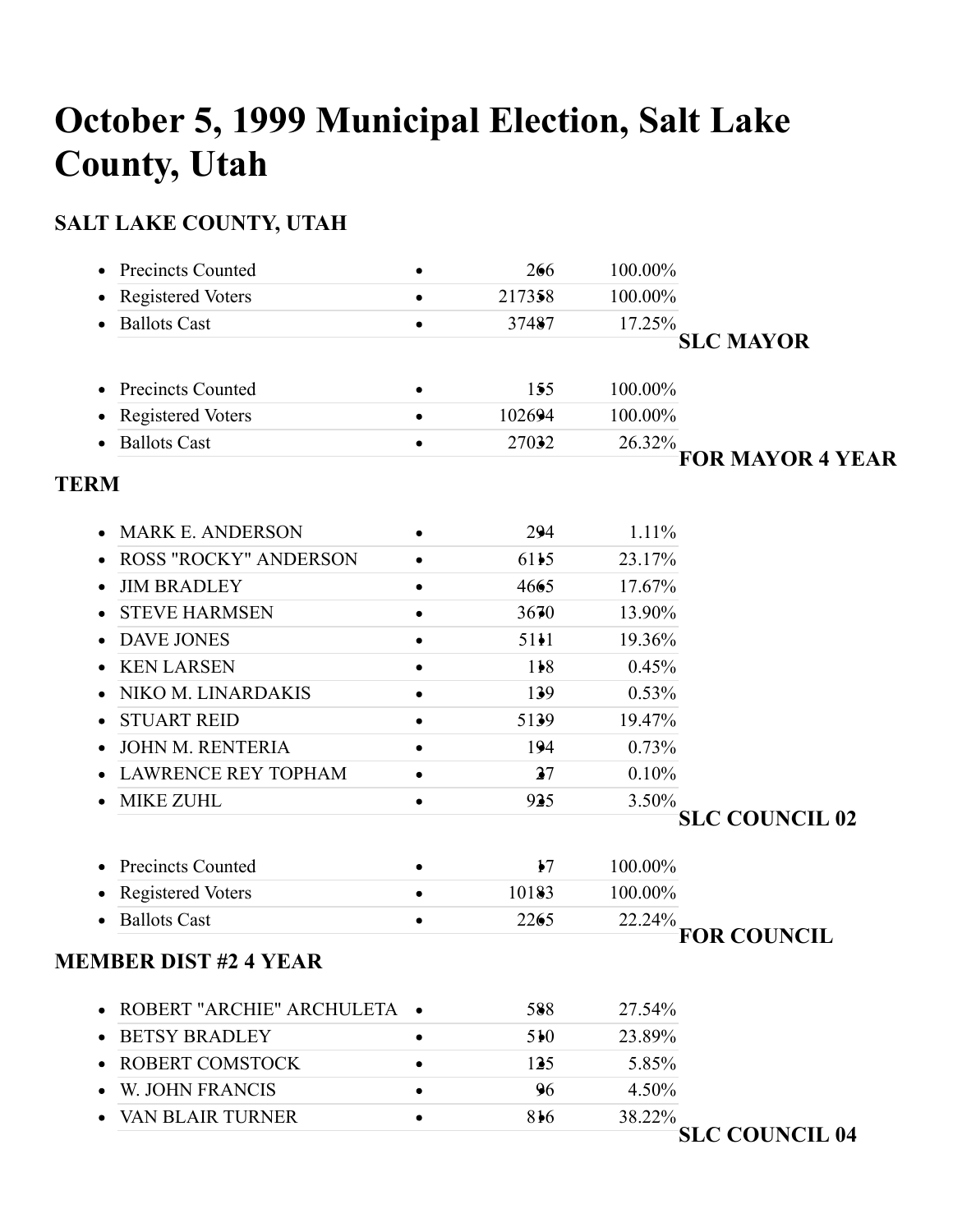# October 5, 1999 Municipal Election, Salt Lake County, Utah

### SALT LAKE COUNTY, UTAH

| | | |
|---|---:|---:|
| Precincts Counted | 266 | 100.00% |
| Registered Voters | 217358 | 100.00% |
| Ballots Cast | 37487 | 17.25% |

### SLC MAYOR

| | | |
|---|---:|---:|
| Precincts Counted | 155 | 100.00% |
| Registered Voters | 102694 | 100.00% |
| Ballots Cast | 27032 | 26.32% |

### FOR MAYOR 4 YEAR TERM

| | | |
|---|---:|---:|
| MARK E. ANDERSON | 294 | 1.11% |
| ROSS "ROCKY" ANDERSON | 6115 | 23.17% |
| JIM BRADLEY | 4665 | 17.67% |
| STEVE HARMSEN | 3670 | 13.90% |
| DAVE JONES | 5111 | 19.36% |
| KEN LARSEN | 118 | 0.45% |
| NIKO M. LINARDAKIS | 139 | 0.53% |
| STUART REID | 5139 | 19.47% |
| JOHN M. RENTERIA | 194 | 0.73% |
| LAWRENCE REY TOPHAM | 27 | 0.10% |
| MIKE ZUHL | 925 | 3.50% |

### SLC COUNCIL 02

| | | |
|---|---:|---:|
| Precincts Counted | 17 | 100.00% |
| Registered Voters | 10183 | 100.00% |
| Ballots Cast | 2265 | 22.24% |

### FOR COUNCIL MEMBER DIST #2 4 YEAR

| | | |
|---|---:|---:|
| ROBERT "ARCHIE" ARCHULETA | 588 | 27.54% |
| BETSY BRADLEY | 510 | 23.89% |
| ROBERT COMSTOCK | 125 | 5.85% |
| W. JOHN FRANCIS | 96 | 4.50% |
| VAN BLAIR TURNER | 816 | 38.22% |

### SLC COUNCIL 04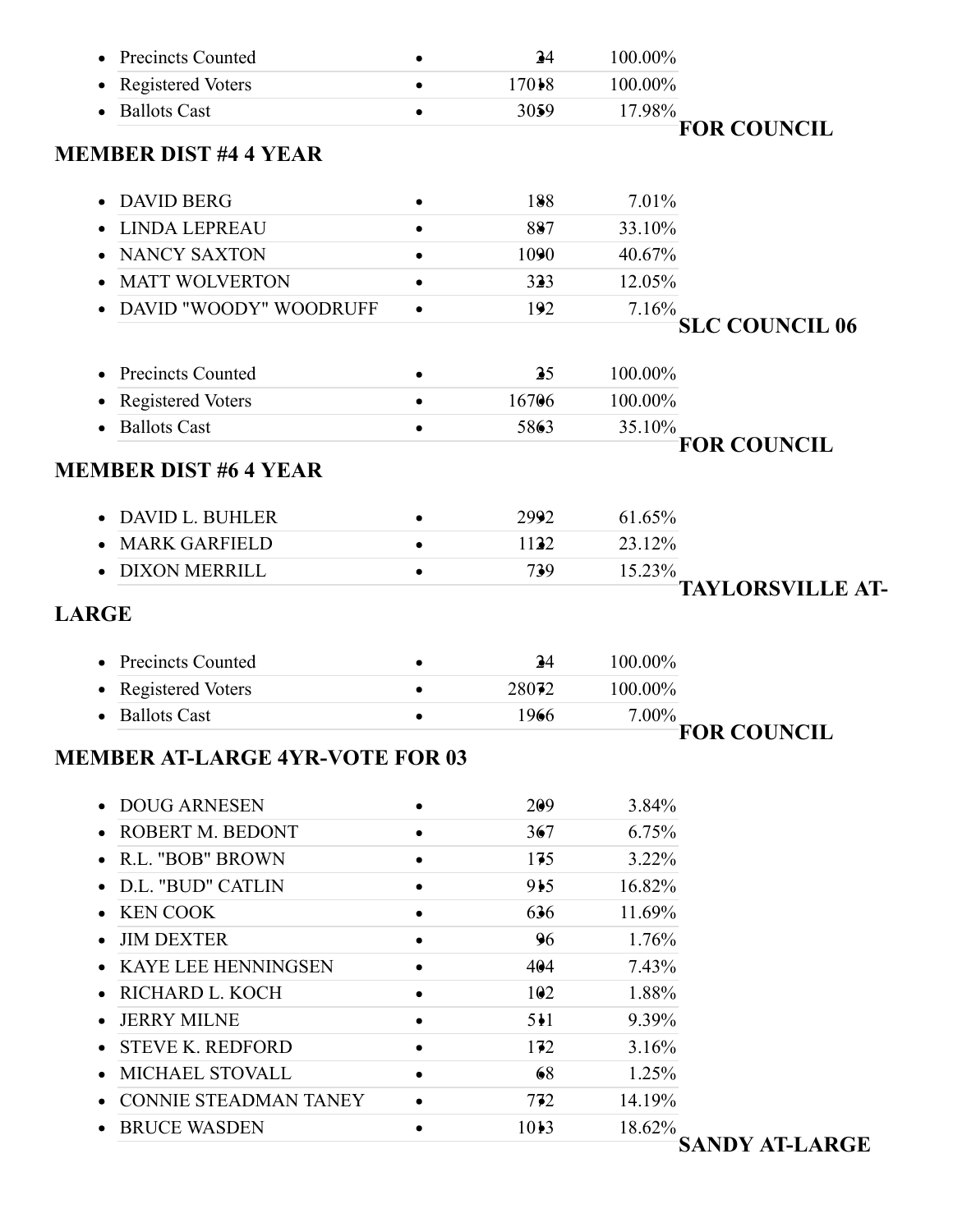| | | |
|---|---|---|
| Precincts Counted | 24 | 100.00% |
| Registered Voters | 17018 | 100.00% |
| Ballots Cast | 3059 | 17.98% |

### FOR COUNCIL MEMBER DIST #4 4 YEAR

| | | |
|---|---|---|
| DAVID BERG | 188 | 7.01% |
| LINDA LEPREAU | 887 | 33.10% |
| NANCY SAXTON | 1090 | 40.67% |
| MATT WOLVERTON | 323 | 12.05% |
| DAVID "WOODY" WOODRUFF | 192 | 7.16% |

### SLC COUNCIL 06

| | | |
|---|---|---|
| Precincts Counted | 25 | 100.00% |
| Registered Voters | 16706 | 100.00% |
| Ballots Cast | 5863 | 35.10% |

### FOR COUNCIL MEMBER DIST #6 4 YEAR

| | | |
|---|---|---|
| DAVID L. BUHLER | 2992 | 61.65% |
| MARK GARFIELD | 1122 | 23.12% |
| DIXON MERRILL | 739 | 15.23% |

### TAYLORSVILLE AT-LARGE

| | | |
|---|---|---|
| Precincts Counted | 24 | 100.00% |
| Registered Voters | 28072 | 100.00% |
| Ballots Cast | 1966 | 7.00% |

### FOR COUNCIL MEMBER AT-LARGE 4YR-VOTE FOR 03

| | | |
|---|---|---|
| DOUG ARNESEN | 209 | 3.84% |
| ROBERT M. BEDONT | 367 | 6.75% |
| R.L. "BOB" BROWN | 175 | 3.22% |
| D.L. "BUD" CATLIN | 915 | 16.82% |
| KEN COOK | 636 | 11.69% |
| JIM DEXTER | 96 | 1.76% |
| KAYE LEE HENNINGSEN | 404 | 7.43% |
| RICHARD L. KOCH | 102 | 1.88% |
| JERRY MILNE | 511 | 9.39% |
| STEVE K. REDFORD | 172 | 3.16% |
| MICHAEL STOVALL | 68 | 1.25% |
| CONNIE STEADMAN TANEY | 772 | 14.19% |
| BRUCE WASDEN | 1013 | 18.62% |

### SANDY AT-LARGE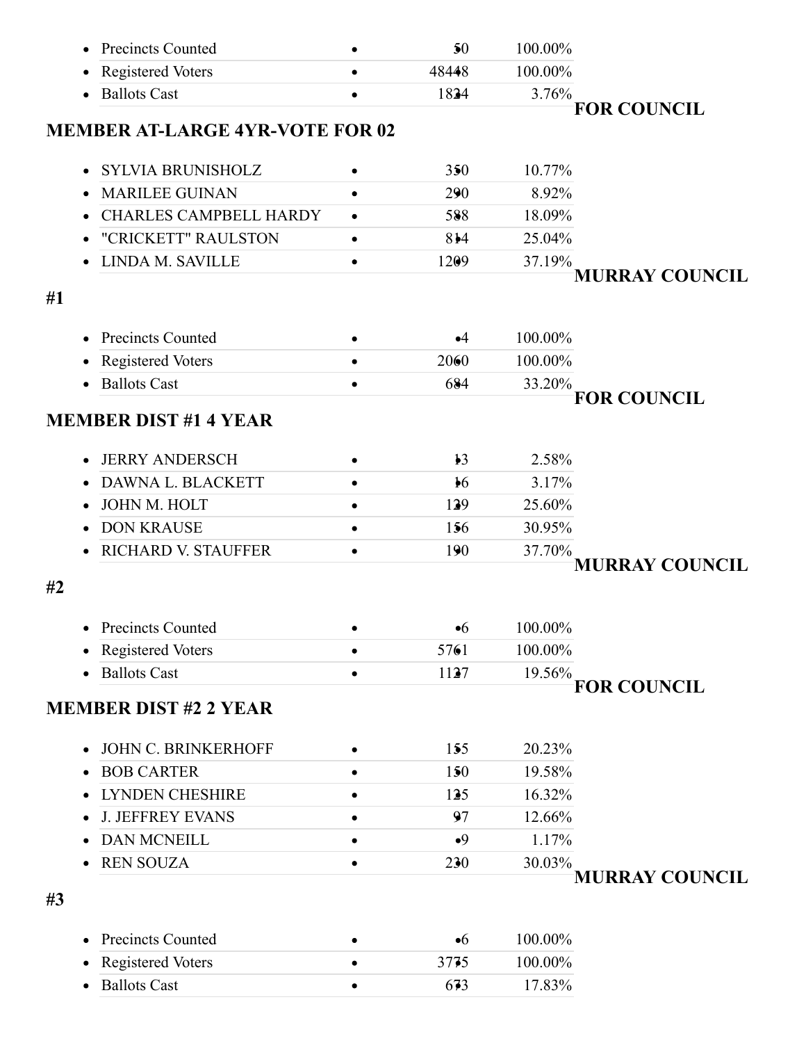| | | |
|---|---|---|
| Precincts Counted | 50 | 100.00% |
| Registered Voters | 48448 | 100.00% |
| Ballots Cast | 1824 | 3.76% |

## FOR COUNCIL MEMBER AT-LARGE 4YR-VOTE FOR 02

| | | |
|---|---|---|
| SYLVIA BRUNISHOLZ | 350 | 10.77% |
| MARILEE GUINAN | 290 | 8.92% |
| CHARLES CAMPBELL HARDY | 588 | 18.09% |
| "CRICKETT" RAULSTON | 814 | 25.04% |
| LINDA M. SAVILLE | 1209 | 37.19% |

## MURRAY COUNCIL #1

| | | |
|---|---|---|
| Precincts Counted | 4 | 100.00% |
| Registered Voters | 2060 | 100.00% |
| Ballots Cast | 684 | 33.20% |

## FOR COUNCIL MEMBER DIST #1 4 YEAR

| | | |
|---|---|---|
| JERRY ANDERSCH | 13 | 2.58% |
| DAWNA L. BLACKETT | 16 | 3.17% |
| JOHN M. HOLT | 129 | 25.60% |
| DON KRAUSE | 156 | 30.95% |
| RICHARD V. STAUFFER | 190 | 37.70% |

## MURRAY COUNCIL #2

| | | |
|---|---|---|
| Precincts Counted | 6 | 100.00% |
| Registered Voters | 5761 | 100.00% |
| Ballots Cast | 1127 | 19.56% |

## FOR COUNCIL MEMBER DIST #2 2 YEAR

| | | |
|---|---|---|
| JOHN C. BRINKERHOFF | 155 | 20.23% |
| BOB CARTER | 150 | 19.58% |
| LYNDEN CHESHIRE | 125 | 16.32% |
| J. JEFFREY EVANS | 97 | 12.66% |
| DAN MCNEILL | 9 | 1.17% |
| REN SOUZA | 230 | 30.03% |

## MURRAY COUNCIL #3

| | | |
|---|---|---|
| Precincts Counted | 6 | 100.00% |
| Registered Voters | 3775 | 100.00% |
| Ballots Cast | 673 | 17.83% |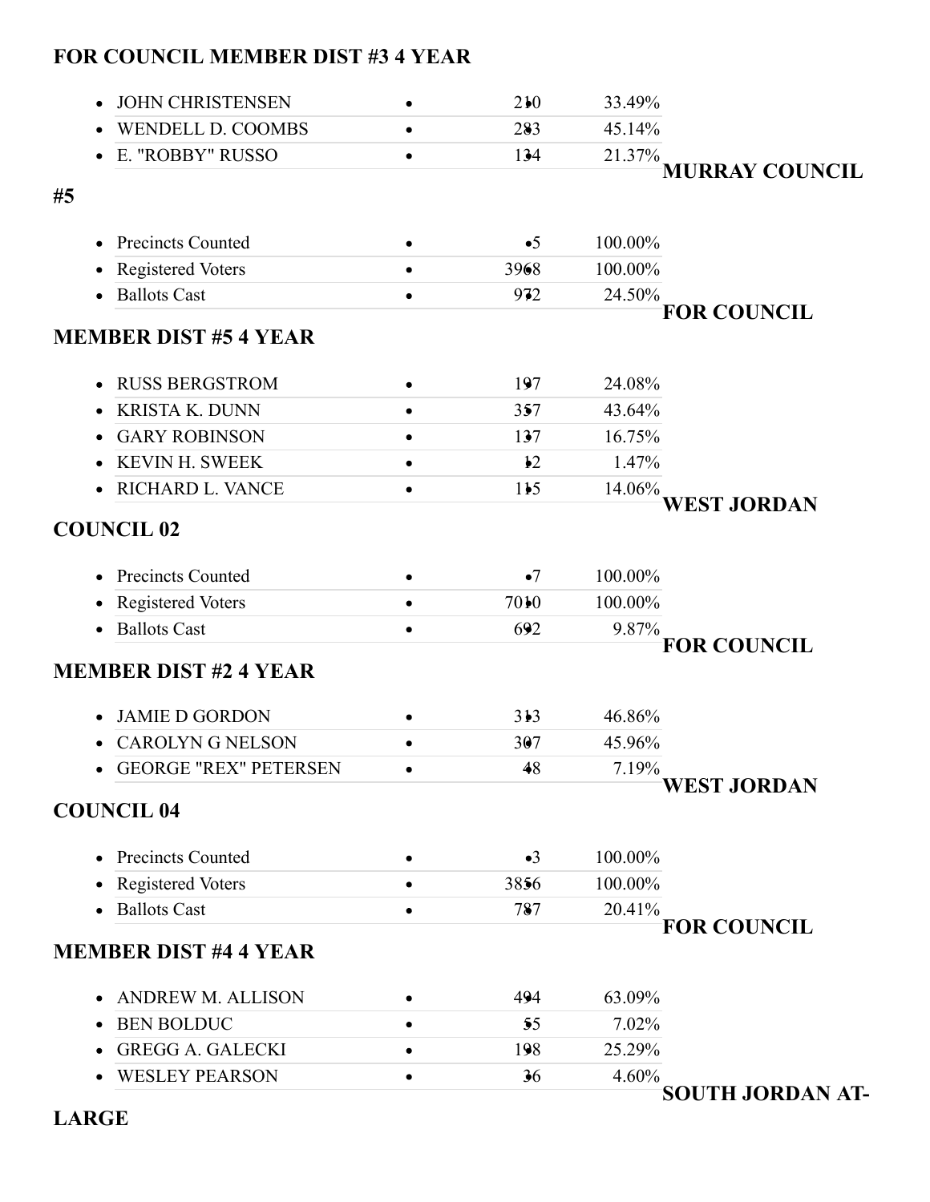## FOR COUNCIL MEMBER DIST #3 4 YEAR

| Candidate | Votes | Percent |
|---|---|---|
| JOHN CHRISTENSEN | 210 | 33.49% |
| WENDELL D. COOMBS | 283 | 45.14% |
| E. "ROBBY" RUSSO | 134 | 21.37% |

## MURRAY COUNCIL #5

| Item | Count | Percent |
|---|---|---|
| Precincts Counted | 5 | 100.00% |
| Registered Voters | 3968 | 100.00% |
| Ballots Cast | 972 | 24.50% |

## FOR COUNCIL MEMBER DIST #5 4 YEAR

| Candidate | Votes | Percent |
|---|---|---|
| RUSS BERGSTROM | 197 | 24.08% |
| KRISTA K. DUNN | 357 | 43.64% |
| GARY ROBINSON | 137 | 16.75% |
| KEVIN H. SWEEK | 12 | 1.47% |
| RICHARD L. VANCE | 115 | 14.06% |

## WEST JORDAN COUNCIL 02

| Item | Count | Percent |
|---|---|---|
| Precincts Counted | 7 | 100.00% |
| Registered Voters | 7010 | 100.00% |
| Ballots Cast | 692 | 9.87% |

## FOR COUNCIL MEMBER DIST #2 4 YEAR

| Candidate | Votes | Percent |
|---|---|---|
| JAMIE D GORDON | 313 | 46.86% |
| CAROLYN G NELSON | 307 | 45.96% |
| GEORGE "REX" PETERSEN | 48 | 7.19% |

## WEST JORDAN COUNCIL 04

| Item | Count | Percent |
|---|---|---|
| Precincts Counted | 3 | 100.00% |
| Registered Voters | 3856 | 100.00% |
| Ballots Cast | 787 | 20.41% |

## FOR COUNCIL MEMBER DIST #4 4 YEAR

| Candidate | Votes | Percent |
|---|---|---|
| ANDREW M. ALLISON | 494 | 63.09% |
| BEN BOLDUC | 55 | 7.02% |
| GREGG A. GALECKI | 198 | 25.29% |
| WESLEY PEARSON | 36 | 4.60% |

## SOUTH JORDAN AT-LARGE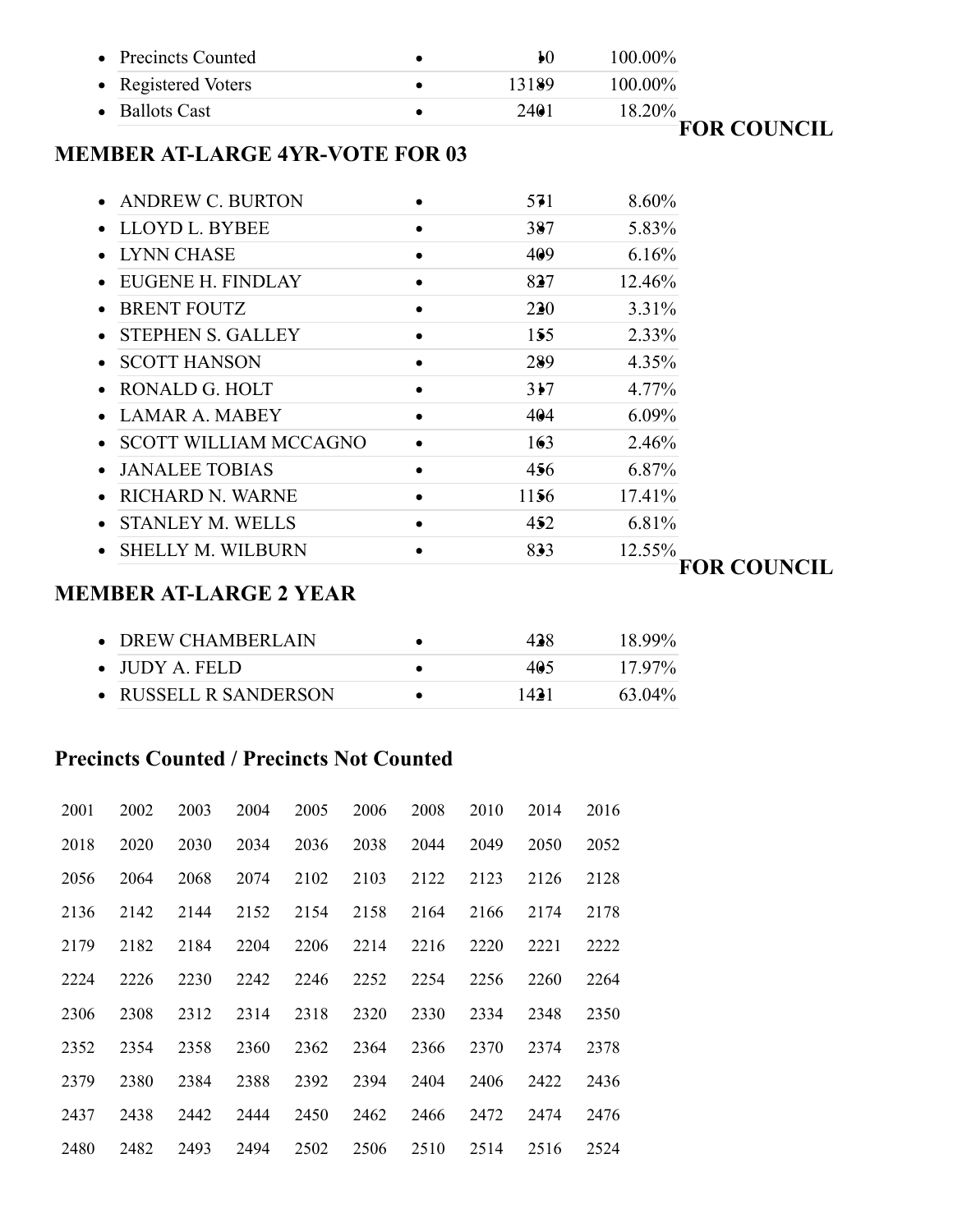- Precincts Counted • 110 100.00%
- Registered Voters • 13189 100.00%
- Ballots Cast • 2401 18.20%

### FOR COUNCIL MEMBER AT-LARGE 4YR-VOTE FOR 03

- ANDREW C. BURTON • 571 8.60%
- LLOYD L. BYBEE • 387 5.83%
- LYNN CHASE • 409 6.16%
- EUGENE H. FINDLAY • 827 12.46%
- BRENT FOUTZ • 220 3.31%
- STEPHEN S. GALLEY • 155 2.33%
- SCOTT HANSON • 289 4.35%
- RONALD G. HOLT • 317 4.77%
- LAMAR A. MABEY • 404 6.09%
- SCOTT WILLIAM MCCAGNO • 163 2.46%
- JANALEE TOBIAS • 456 6.87%
- RICHARD N. WARNE • 1156 17.41%
- STANLEY M. WELLS • 452 6.81%
- SHELLY M. WILBURN • 833 12.55%

### FOR COUNCIL MEMBER AT-LARGE 2 YEAR

- DREW CHAMBERLAIN • 428 18.99%
- JUDY A. FELD • 405 17.97%
- RUSSELL R SANDERSON • 1421 63.04%

### Precincts Counted / Precincts Not Counted

| | | | | | | | | | |
|---|---|---|---|---|---|---|---|---|---|
| 2001 | 2002 | 2003 | 2004 | 2005 | 2006 | 2008 | 2010 | 2014 | 2016 |
| 2018 | 2020 | 2030 | 2034 | 2036 | 2038 | 2044 | 2049 | 2050 | 2052 |
| 2056 | 2064 | 2068 | 2074 | 2102 | 2103 | 2122 | 2123 | 2126 | 2128 |
| 2136 | 2142 | 2144 | 2152 | 2154 | 2158 | 2164 | 2166 | 2174 | 2178 |
| 2179 | 2182 | 2184 | 2204 | 2206 | 2214 | 2216 | 2220 | 2221 | 2222 |
| 2224 | 2226 | 2230 | 2242 | 2246 | 2252 | 2254 | 2256 | 2260 | 2264 |
| 2306 | 2308 | 2312 | 2314 | 2318 | 2320 | 2330 | 2334 | 2348 | 2350 |
| 2352 | 2354 | 2358 | 2360 | 2362 | 2364 | 2366 | 2370 | 2374 | 2378 |
| 2379 | 2380 | 2384 | 2388 | 2392 | 2394 | 2404 | 2406 | 2422 | 2436 |
| 2437 | 2438 | 2442 | 2444 | 2450 | 2462 | 2466 | 2472 | 2474 | 2476 |
| 2480 | 2482 | 2493 | 2494 | 2502 | 2506 | 2510 | 2514 | 2516 | 2524 |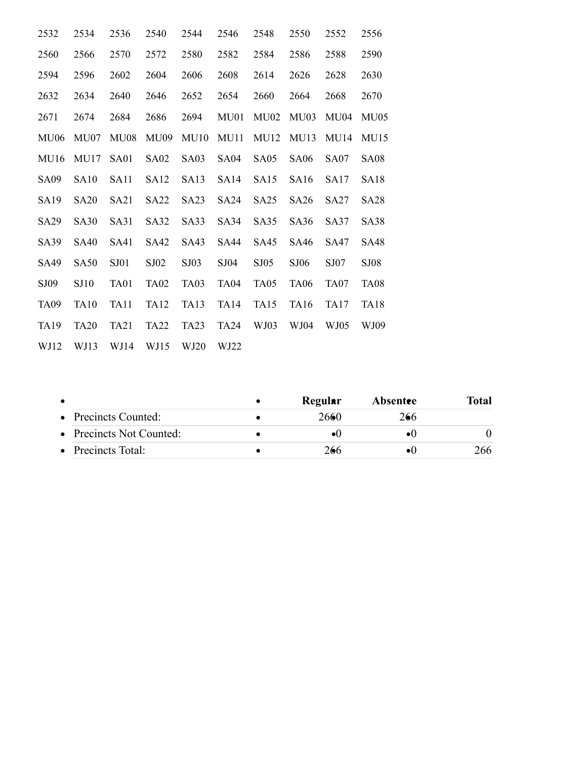| | | | | | | | | | |
|---|---|---|---|---|---|---|---|---|---|
| 2532 | 2534 | 2536 | 2540 | 2544 | 2546 | 2548 | 2550 | 2552 | 2556 |
| 2560 | 2566 | 2570 | 2572 | 2580 | 2582 | 2584 | 2586 | 2588 | 2590 |
| 2594 | 2596 | 2602 | 2604 | 2606 | 2608 | 2614 | 2626 | 2628 | 2630 |
| 2632 | 2634 | 2640 | 2646 | 2652 | 2654 | 2660 | 2664 | 2668 | 2670 |
| 2671 | 2674 | 2684 | 2686 | 2694 | MU01 | MU02 | MU03 | MU04 | MU05 |
| MU06 | MU07 | MU08 | MU09 | MU10 | MU11 | MU12 | MU13 | MU14 | MU15 |
| MU16 | MU17 | SA01 | SA02 | SA03 | SA04 | SA05 | SA06 | SA07 | SA08 |
| SA09 | SA10 | SA11 | SA12 | SA13 | SA14 | SA15 | SA16 | SA17 | SA18 |
| SA19 | SA20 | SA21 | SA22 | SA23 | SA24 | SA25 | SA26 | SA27 | SA28 |
| SA29 | SA30 | SA31 | SA32 | SA33 | SA34 | SA35 | SA36 | SA37 | SA38 |
| SA39 | SA40 | SA41 | SA42 | SA43 | SA44 | SA45 | SA46 | SA47 | SA48 |
| SA49 | SA50 | SJ01 | SJ02 | SJ03 | SJ04 | SJ05 | SJ06 | SJ07 | SJ08 |
| SJ09 | SJ10 | TA01 | TA02 | TA03 | TA04 | TA05 | TA06 | TA07 | TA08 |
| TA09 | TA10 | TA11 | TA12 | TA13 | TA14 | TA15 | TA16 | TA17 | TA18 |
| TA19 | TA20 | TA21 | TA22 | TA23 | TA24 | WJ03 | WJ04 | WJ05 | WJ09 |
| WJ12 | WJ13 | WJ14 | WJ15 | WJ20 | WJ22 | | | | |

| | Regular | Absentee | Total |
|---|---|---|---|
| Precincts Counted: | 2660 | 266 | |
| Precincts Not Counted: | 0 | 0 | 0 |
| Precincts Total: | 266 | 0 | 266 |